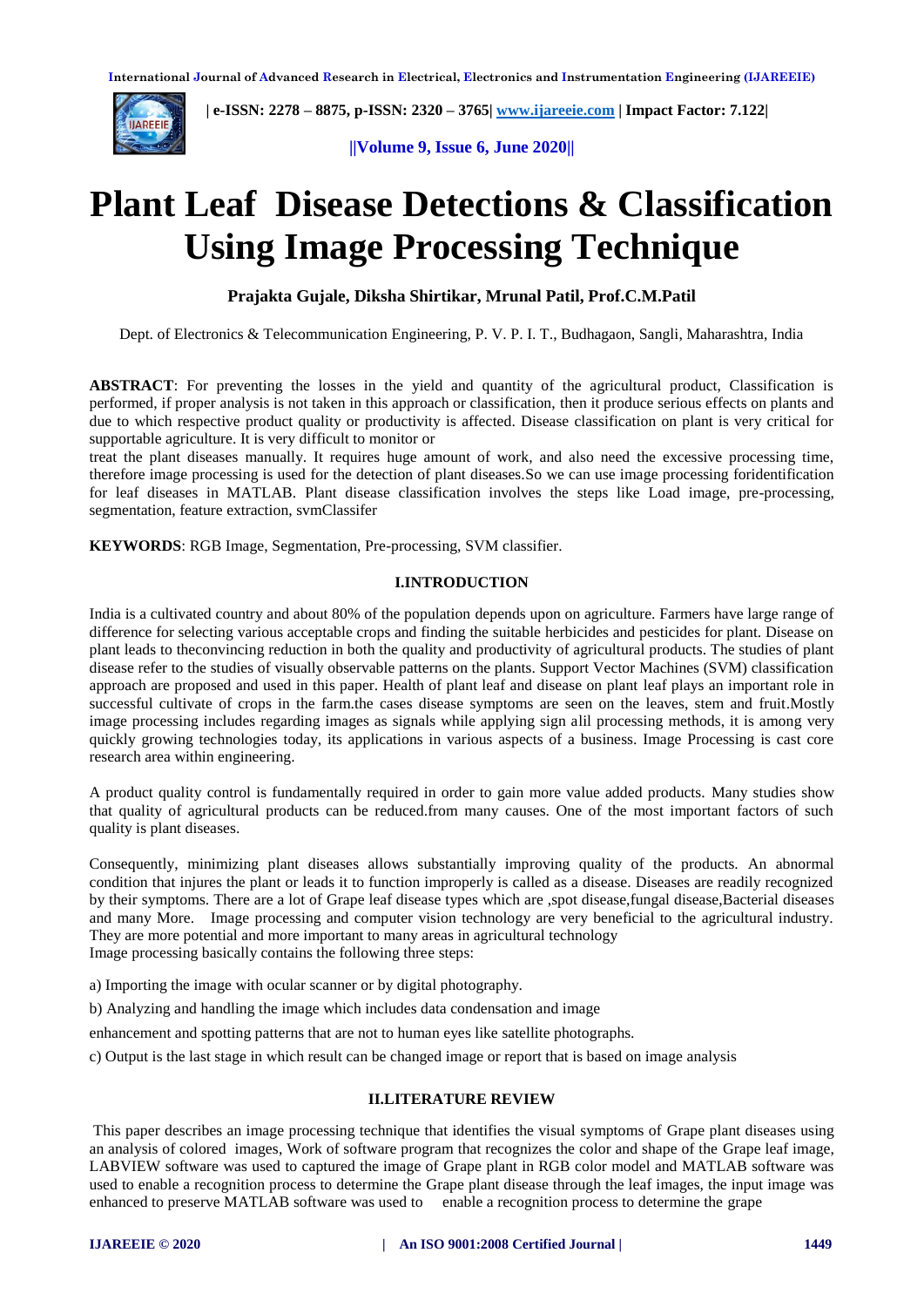# Plant Leaf Disease Detections & Classification Using Image Processing Technique

**Prajakta Gujale, Diksha Shirtikar, Mrunal Patil, Prof.C.M.Patil**

Dept. of Electronics & Telecommunication Engineering, P. V. P. I. T., Budhagaon, Sangli, Maharashtra, India

**ABSTRACT**: For preventing the losses in the yield and quantity of the agricultural product, Classification is performed, if proper analysis is not taken in this approach or classification, then it produce serious effects on plants and due to which respective product quality or productivity is affected. Disease classification on plant is very critical for supportable agriculture. It is very difficult to monitor or

treat the plant diseases manually. It requires huge amount of work, and also need the excessive processing time, therefore image processing is used for the detection of plant diseases.So we can use image processing foridentification for leaf diseases in MATLAB. Plant disease classification involves the steps like Load image, pre-processing, segmentation, feature extraction, svmClassifer

**KEYWORDS**: RGB Image, Segmentation, Pre-processing, SVM classifier.

## I.INTRODUCTION

India is a cultivated country and about 80% of the population depends upon on agriculture. Farmers have large range of difference for selecting various acceptable crops and finding the suitable herbicides and pesticides for plant. Disease on plant leads to theconvincing reduction in both the quality and productivity of agricultural products. The studies of plant disease refer to the studies of visually observable patterns on the plants. Support Vector Machines (SVM) classification approach are proposed and used in this paper. Health of plant leaf and disease on plant leaf plays an important role in successful cultivate of crops in the farm.the cases disease symptoms are seen on the leaves, stem and fruit.Mostly image processing includes regarding images as signals while applying sign alil processing methods, it is among very quickly growing technologies today, its applications in various aspects of a business. Image Processing is cast core research area within engineering.

A product quality control is fundamentally required in order to gain more value added products. Many studies show that quality of agricultural products can be reduced.from many causes. One of the most important factors of such quality is plant diseases.

Consequently, minimizing plant diseases allows substantially improving quality of the products. An abnormal condition that injures the plant or leads it to function improperly is called as a disease. Diseases are readily recognized by their symptoms. There are a lot of Grape leaf disease types which are ,spot disease,fungal disease,Bacterial diseases and many More. Image processing and computer vision technology are very beneficial to the agricultural industry. They are more potential and more important to many areas in agricultural technology
Image processing basically contains the following three steps:

a) Importing the image with ocular scanner or by digital photography.

b) Analyzing and handling the image which includes data condensation and image

enhancement and spotting patterns that are not to human eyes like satellite photographs.

c) Output is the last stage in which result can be changed image or report that is based on image analysis

## II.LITERATURE REVIEW

This paper describes an image processing technique that identifies the visual symptoms of Grape plant diseases using an analysis of colored images, Work of software program that recognizes the color and shape of the Grape leaf image, LABVIEW software was used to captured the image of Grape plant in RGB color model and MATLAB software was used to enable a recognition process to determine the Grape plant disease through the leaf images, the input image was enhanced to preserve MATLAB software was used to enable a recognition process to determine the grape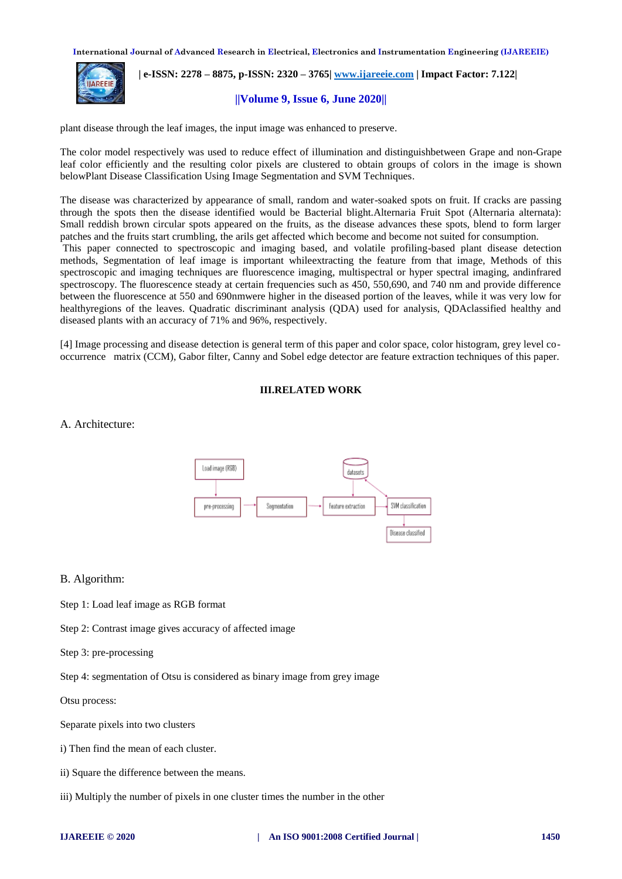plant disease through the leaf images, the input image was enhanced to preserve.

The color model respectively was used to reduce effect of illumination and distinguishbetween Grape and non-Grape leaf color efficiently and the resulting color pixels are clustered to obtain groups of colors in the image is shown belowPlant Disease Classification Using Image Segmentation and SVM Techniques.

The disease was characterized by appearance of small, random and water-soaked spots on fruit. If cracks are passing through the spots then the disease identified would be Bacterial blight.Alternaria Fruit Spot (Alternaria alternata): Small reddish brown circular spots appeared on the fruits, as the disease advances these spots, blend to form larger patches and the fruits start crumbling, the arils get affected which become and become not suited for consumption. This paper connected to spectroscopic and imaging based, and volatile profiling-based plant disease detection methods, Segmentation of leaf image is important whileextracting the feature from that image, Methods of this spectroscopic and imaging techniques are fluorescence imaging, multispectral or hyper spectral imaging, andinfrared spectroscopy. The fluorescence steady at certain frequencies such as 450, 550,690, and 740 nm and provide difference between the fluorescence at 550 and 690nmwere higher in the diseased portion of the leaves, while it was very low for healthyregions of the leaves. Quadratic discriminant analysis (QDA) used for analysis, QDAclassified healthy and diseased plants with an accuracy of 71% and 96%, respectively.

[4] Image processing and disease detection is general term of this paper and color space, color histogram, grey level co-occurrence matrix (CCM), Gabor filter, Canny and Sobel edge detector are feature extraction techniques of this paper.

## III.RELATED WORK

### A. Architecture:

Load image (RGB)

pre-processing

Segmentation

Feature extraction

datasets

SVM classification

Disease classified

### B. Algorithm:

Step 1: Load leaf image as RGB format

Step 2: Contrast image gives accuracy of affected image

Step 3: pre-processing

Step 4: segmentation of Otsu is considered as binary image from grey image

Otsu process:

Separate pixels into two clusters

i) Then find the mean of each cluster.

ii) Square the difference between the means.

iii) Multiply the number of pixels in one cluster times the number in the other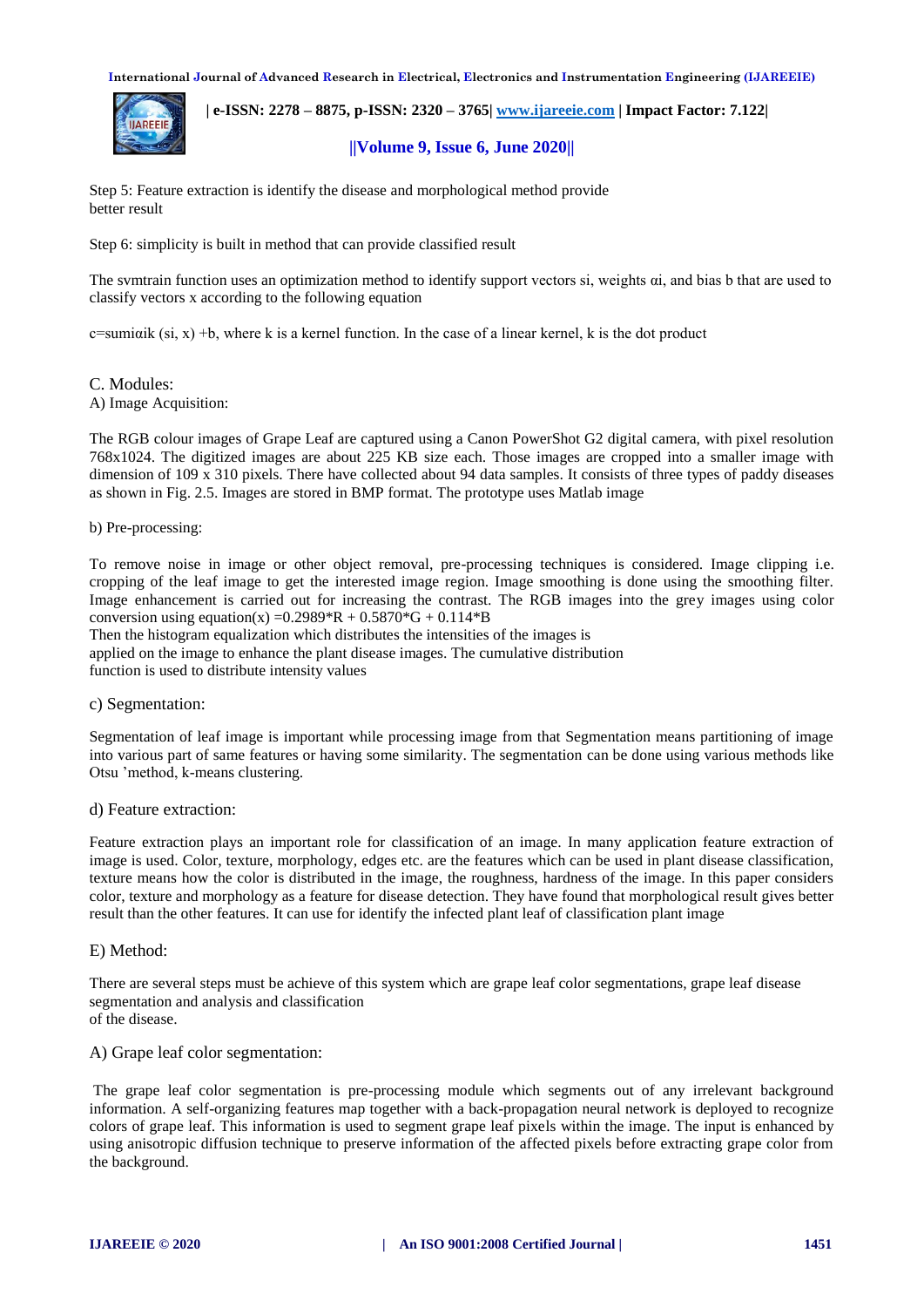Step 5: Feature extraction is identify the disease and morphological method provide better result

Step 6: simplicity is built in method that can provide classified result

The svmtrain function uses an optimization method to identify support vectors si, weights αi, and bias b that are used to classify vectors x according to the following equation

c=sumiαik (si, x) +b, where k is a kernel function. In the case of a linear kernel, k is the dot product

## C. Modules:

### A) Image Acquisition:

The RGB colour images of Grape Leaf are captured using a Canon PowerShot G2 digital camera, with pixel resolution 768x1024. The digitized images are about 225 KB size each. Those images are cropped into a smaller image with dimension of 109 x 310 pixels. There have collected about 94 data samples. It consists of three types of paddy diseases as shown in Fig. 2.5. Images are stored in BMP format. The prototype uses Matlab image

### b) Pre-processing:

To remove noise in image or other object removal, pre-processing techniques is considered. Image clipping i.e. cropping of the leaf image to get the interested image region. Image smoothing is done using the smoothing filter. Image enhancement is carried out for increasing the contrast. The RGB images into the grey images using color conversion using equation(x) =0.2989*R + 0.5870*G + 0.114*B
Then the histogram equalization which distributes the intensities of the images is applied on the image to enhance the plant disease images. The cumulative distribution function is used to distribute intensity values

### c) Segmentation:

Segmentation of leaf image is important while processing image from that Segmentation means partitioning of image into various part of same features or having some similarity. The segmentation can be done using various methods like Otsu 'method, k-means clustering.

### d) Feature extraction:

Feature extraction plays an important role for classification of an image. In many application feature extraction of image is used. Color, texture, morphology, edges etc. are the features which can be used in plant disease classification, texture means how the color is distributed in the image, the roughness, hardness of the image. In this paper considers color, texture and morphology as a feature for disease detection. They have found that morphological result gives better result than the other features. It can use for identify the infected plant leaf of classification plant image

### E) Method:

There are several steps must be achieve of this system which are grape leaf color segmentations, grape leaf disease segmentation and analysis and classification of the disease.

### A) Grape leaf color segmentation:

The grape leaf color segmentation is pre-processing module which segments out of any irrelevant background information. A self-organizing features map together with a back-propagation neural network is deployed to recognize colors of grape leaf. This information is used to segment grape leaf pixels within the image. The input is enhanced by using anisotropic diffusion technique to preserve information of the affected pixels before extracting grape color from the background.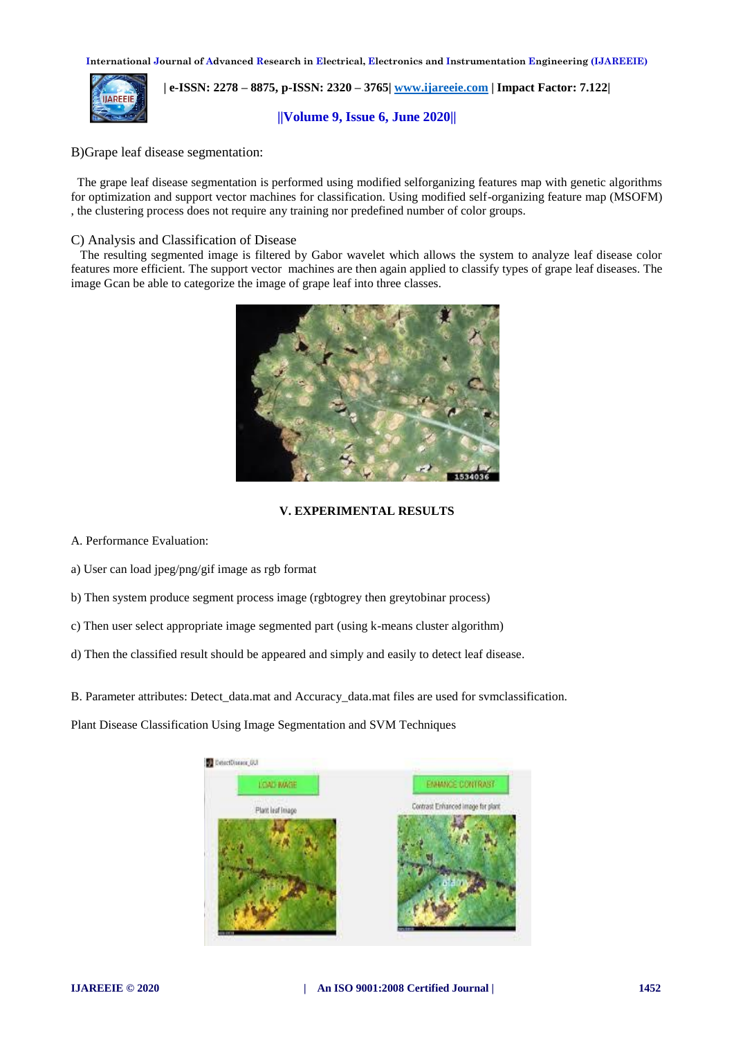B)Grape leaf disease segmentation:

The grape leaf disease segmentation is performed using modified selforganizing features map with genetic algorithms for optimization and support vector machines for classification. Using modified self-organizing feature map (MSOFM) , the clustering process does not require any training nor predefined number of color groups.

C) Analysis and Classification of Disease

The resulting segmented image is filtered by Gabor wavelet which allows the system to analyze leaf disease color features more efficient. The support vector machines are then again applied to classify types of grape leaf diseases. The image Gcan be able to categorize the image of grape leaf into three classes.

## V. EXPERIMENTAL RESULTS

A. Performance Evaluation:

a) User can load jpeg/png/gif image as rgb format

b) Then system produce segment process image (rgbtogrey then greytobinar process)

c) Then user select appropriate image segmented part (using k-means cluster algorithm)

d) Then the classified result should be appeared and simply and easily to detect leaf disease.

B. Parameter attributes: Detect_data.mat and Accuracy_data.mat files are used for svmclassification.

Plant Disease Classification Using Image Segmentation and SVM Techniques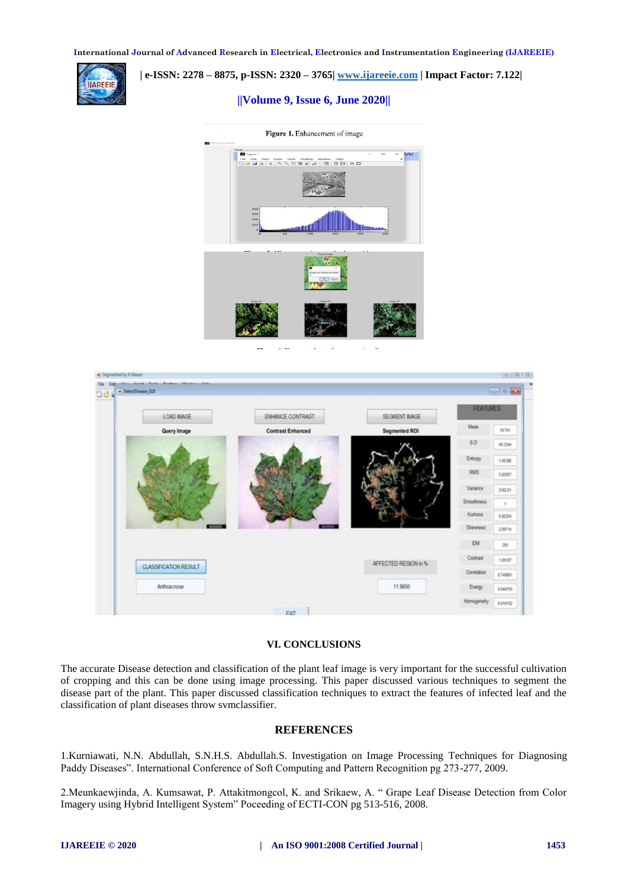Figure 1. Enhancement of image

## VI. CONCLUSIONS

The accurate Disease detection and classification of the plant leaf image is very important for the successful cultivation of cropping and this can be done using image processing. This paper discussed various techniques to segment the disease part of the plant. This paper discussed classification techniques to extract the features of infected leaf and the classification of plant diseases throw svmclassifier.

## REFERENCES

1.Kurniawati, N.N. Abdullah, S.N.H.S. Abdullah.S. Investigation on Image Processing Techniques for Diagnosing Paddy Diseases". International Conference of Soft Computing and Pattern Recognition pg 273-277, 2009.

2.Meunkaewjinda, A. Kumsawat, P. Attakitmongcol, K. and Srikaew, A. " Grape Leaf Disease Detection from Color Imagery using Hybrid Intelligent System" Poceeding of ECTI-CON pg 513-516, 2008.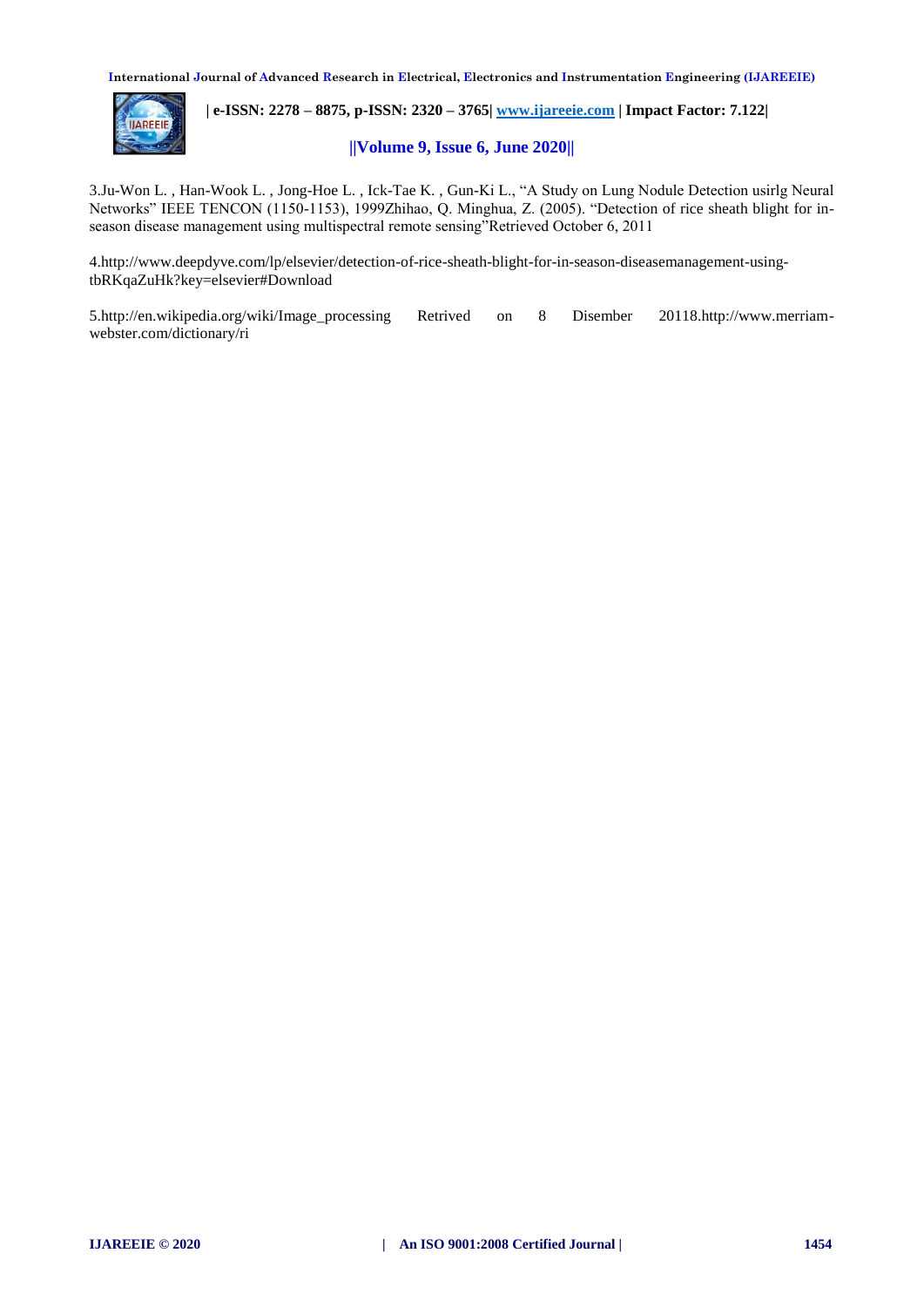3.Ju-Won L. , Han-Wook L. , Jong-Hoe L. , Ick-Tae K. , Gun-Ki L., "A Study on Lung Nodule Detection usirlg Neural Networks" IEEE TENCON (1150-1153), 1999Zhihao, Q. Minghua, Z. (2005). "Detection of rice sheath blight for in-season disease management using multispectral remote sensing"Retrieved October 6, 2011

4.http://www.deepdyve.com/lp/elsevier/detection-of-rice-sheath-blight-for-in-season-diseasemanagement-using-tbRKqaZuHk?key=elsevier#Download

5.http://en.wikipedia.org/wiki/Image_processing Retrived on 8 Disember 20118.http://www.merriam-webster.com/dictionary/ri